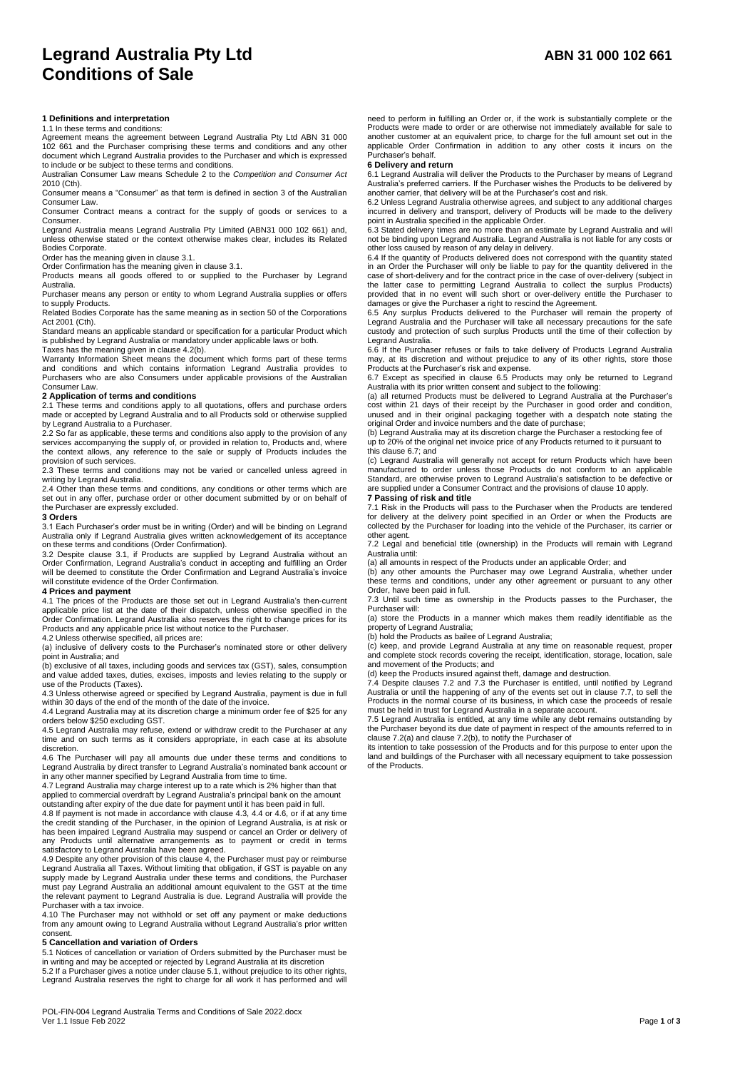# Legrand Australia Pty Ltd Conditions of Sale

**ABN 31 000 102 661**

## 1 Definitions and interpretation

1.1 In these terms and conditions:

Agreement means the agreement between Legrand Australia Pty Ltd ABN 31 000 102 661 and the Purchaser comprising these terms and conditions and any other document which Legrand Australia provides to the Purchaser and which is expressed to include or be subject to these terms and conditions.

Australian Consumer Law means Schedule 2 to the *Competition and Consumer Act* 2010 (Cth).

Consumer means a "Consumer" as that term is defined in section 3 of the Australian Consumer Law.

Consumer Contract means a contract for the supply of goods or services to a Consumer.

Legrand Australia means Legrand Australia Pty Limited (ABN31 000 102 661) and, unless otherwise stated or the context otherwise makes clear, includes its Related Bodies Corporate.

Order has the meaning given in clause 3.1.

Order Confirmation has the meaning given in clause 3.1.

Products means all goods offered to or supplied to the Purchaser by Legrand Australia.

Purchaser means any person or entity to whom Legrand Australia supplies or offers to supply Products.

Related Bodies Corporate has the same meaning as in section 50 of the Corporations Act 2001 (Cth).

Standard means an applicable standard or specification for a particular Product which is published by Legrand Australia or mandatory under applicable laws or both.

Taxes has the meaning given in clause 4.2(b).

Warranty Information Sheet means the document which forms part of these terms and conditions and which contains information Legrand Australia provides to Purchasers who are also Consumers under applicable provisions of the Australian Consumer Law.

## 2 Application of terms and conditions

2.1 These terms and conditions apply to all quotations, offers and purchase orders made or accepted by Legrand Australia and to all Products sold or otherwise supplied by Legrand Australia to a Purchaser.

2.2 So far as applicable, these terms and conditions also apply to the provision of any services accompanying the supply of, or provided in relation to, Products and, where the context allows, any reference to the sale or supply of Products includes the provision of such services.

2.3 These terms and conditions may not be varied or cancelled unless agreed in writing by Legrand Australia.

2.4 Other than these terms and conditions, any conditions or other terms which are set out in any offer, purchase order or other document submitted by or on behalf of the Purchaser are expressly excluded.

## 3 Orders

3.1 Each Purchaser's order must be in writing (Order) and will be binding on Legrand Australia only if Legrand Australia gives written acknowledgement of its acceptance on these terms and conditions (Order Confirmation).

3.2 Despite clause 3.1, if Products are supplied by Legrand Australia without an Order Confirmation, Legrand Australia's conduct in accepting and fulfilling an Order will be deemed to constitute the Order Confirmation and Legrand Australia's invoice will constitute evidence of the Order Confirmation.

## 4 Prices and payment

4.1 The prices of the Products are those set out in Legrand Australia's then-current applicable price list at the date of their dispatch, unless otherwise specified in the Order Confirmation. Legrand Australia also reserves the right to change prices for its Products and any applicable price list without notice to the Purchaser.

4.2 Unless otherwise specified, all prices are:

(a) inclusive of delivery costs to the Purchaser's nominated store or other delivery point in Australia; and

(b) exclusive of all taxes, including goods and services tax (GST), sales, consumption and value added taxes, duties, excises, imposts and levies relating to the supply or use of the Products (Taxes).

4.3 Unless otherwise agreed or specified by Legrand Australia, payment is due in full within 30 days of the end of the month of the date of the invoice.

4.4 Legrand Australia may at its discretion charge a minimum order fee of $25 for any orders below $250 excluding GST.

4.5 Legrand Australia may refuse, extend or withdraw credit to the Purchaser at any time and on such terms as it considers appropriate, in each case at its absolute discretion.

4.6 The Purchaser will pay all amounts due under these terms and conditions to Legrand Australia by direct transfer to Legrand Australia's nominated bank account or in any other manner specified by Legrand Australia from time to time.

4.7 Legrand Australia may charge interest up to a rate which is 2% higher than that applied to commercial overdraft by Legrand Australia's principal bank on the amount outstanding after expiry of the due date for payment until it has been paid in full.

4.8 If payment is not made in accordance with clause 4.3, 4.4 or 4.6, or if at any time the credit standing of the Purchaser, in the opinion of Legrand Australia, is at risk or has been impaired Legrand Australia may suspend or cancel an Order or delivery of any Products until alternative arrangements as to payment or credit in terms satisfactory to Legrand Australia have been agreed.

4.9 Despite any other provision of this clause 4, the Purchaser must pay or reimburse Legrand Australia all Taxes. Without limiting that obligation, if GST is payable on any supply made by Legrand Australia under these terms and conditions, the Purchaser must pay Legrand Australia an additional amount equivalent to the GST at the time the relevant payment to Legrand Australia is due. Legrand Australia will provide the Purchaser with a tax invoice.

4.10 The Purchaser may not withhold or set off any payment or make deductions from any amount owing to Legrand Australia without Legrand Australia's prior written consent.

## 5 Cancellation and variation of Orders

5.1 Notices of cancellation or variation of Orders submitted by the Purchaser must be in writing and may be accepted or rejected by Legrand Australia at its discretion

5.2 If a Purchaser gives a notice under clause 5.1, without prejudice to its other rights, Legrand Australia reserves the right to charge for all work it has performed and will need to perform in fulfilling an Order or, if the work is substantially complete or the Products were made to order or are otherwise not immediately available for sale to another customer at an equivalent price, to charge for the full amount set out in the applicable Order Confirmation in addition to any other costs it incurs on the Purchaser's behalf.

## 6 Delivery and return

6.1 Legrand Australia will deliver the Products to the Purchaser by means of Legrand Australia's preferred carriers. If the Purchaser wishes the Products to be delivered by another carrier, that delivery will be at the Purchaser's cost and risk.

6.2 Unless Legrand Australia otherwise agrees, and subject to any additional charges incurred in delivery and transport, delivery of Products will be made to the delivery point in Australia specified in the applicable Order.

6.3 Stated delivery times are no more than an estimate by Legrand Australia and will not be binding upon Legrand Australia. Legrand Australia is not liable for any costs or other loss caused by reason of any delay in delivery.

6.4 If the quantity of Products delivered does not correspond with the quantity stated in an Order the Purchaser will only be liable to pay for the quantity delivered in the case of short-delivery and for the contract price in the case of over-delivery (subject in the latter case to permitting Legrand Australia to collect the surplus Products) provided that in no event will such short or over-delivery entitle the Purchaser to damages or give the Purchaser a right to rescind the Agreement.

6.5 Any surplus Products delivered to the Purchaser will remain the property of Legrand Australia and the Purchaser will take all necessary precautions for the safe custody and protection of such surplus Products until the time of their collection by Legrand Australia.

6.6 If the Purchaser refuses or fails to take delivery of Products Legrand Australia may, at its discretion and without prejudice to any of its other rights, store those Products at the Purchaser's risk and expense.

6.7 Except as specified in clause 6.5 Products may only be returned to Legrand Australia with its prior written consent and subject to the following:

(a) all returned Products must be delivered to Legrand Australia at the Purchaser's cost within 21 days of their receipt by the Purchaser in good order and condition, unused and in their original packaging together with a despatch note stating the original Order and invoice numbers and the date of purchase;

(b) Legrand Australia may at its discretion charge the Purchaser a restocking fee of up to 20% of the original net invoice price of any Products returned to it pursuant to this clause 6.7; and

(c) Legrand Australia will generally not accept for return Products which have been manufactured to order unless those Products do not conform to an applicable Standard, are otherwise proven to Legrand Australia's satisfaction to be defective or are supplied under a Consumer Contract and the provisions of clause 10 apply.

## 7 Passing of risk and title

7.1 Risk in the Products will pass to the Purchaser when the Products are tendered for delivery at the delivery point specified in an Order or when the Products are collected by the Purchaser for loading into the vehicle of the Purchaser, its carrier or other agent.

7.2 Legal and beneficial title (ownership) in the Products will remain with Legrand Australia until:

(a) all amounts in respect of the Products under an applicable Order; and

(b) any other amounts the Purchaser may owe Legrand Australia, whether under these terms and conditions, under any other agreement or pursuant to any other Order, have been paid in full.

7.3 Until such time as ownership in the Products passes to the Purchaser, the Purchaser will:

(a) store the Products in a manner which makes them readily identifiable as the property of Legrand Australia;

(b) hold the Products as bailee of Legrand Australia;

(c) keep, and provide Legrand Australia at any time on reasonable request, proper and complete stock records covering the receipt, identification, storage, location, sale and movement of the Products; and

(d) keep the Products insured against theft, damage and destruction.

7.4 Despite clauses 7.2 and 7.3 the Purchaser is entitled, until notified by Legrand Australia or until the happening of any of the events set out in clause 7.7, to sell the Products in the normal course of its business, in which case the proceeds of resale must be held in trust for Legrand Australia in a separate account.

7.5 Legrand Australia is entitled, at any time while any debt remains outstanding by the Purchaser beyond its due date of payment in respect of the amounts referred to in clause 7.2(a) and clause 7.2(b), to notify the Purchaser of its intention to take possession of the Products and for this purpose to enter upon the land and buildings of the Purchaser with all necessary equipment to take possession of the Products.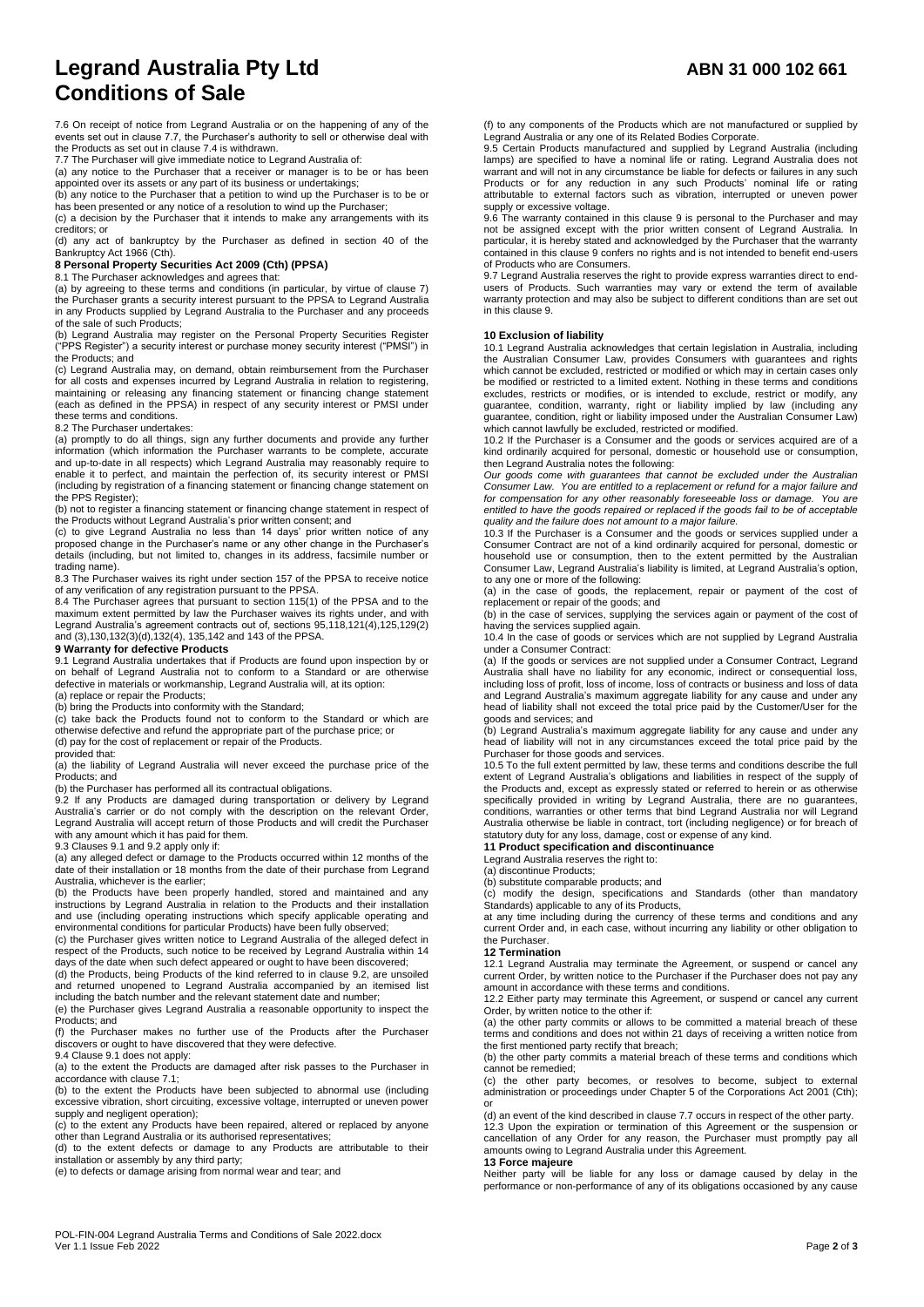7.6 On receipt of notice from Legrand Australia or on the happening of any of the events set out in clause 7.7, the Purchaser's authority to sell or otherwise deal with the Products as set out in clause 7.4 is withdrawn.

7.7 The Purchaser will give immediate notice to Legrand Australia of:

(a) any notice to the Purchaser that a receiver or manager is to be or has been appointed over its assets or any part of its business or undertakings;

(b) any notice to the Purchaser that a petition to wind up the Purchaser is to be or has been presented or any notice of a resolution to wind up the Purchaser;

(c) a decision by the Purchaser that it intends to make any arrangements with its creditors; or

(d) any act of bankruptcy by the Purchaser as defined in section 40 of the Bankruptcy Act 1966 (Cth).

**8 Personal Property Securities Act 2009 (Cth) (PPSA)**

8.1 The Purchaser acknowledges and agrees that:

(a) by agreeing to these terms and conditions (in particular, by virtue of clause 7) the Purchaser grants a security interest pursuant to the PPSA to Legrand Australia in any Products supplied by Legrand Australia to the Purchaser and any proceeds of the sale of such Products;

(b) Legrand Australia may register on the Personal Property Securities Register ("PPS Register") a security interest or purchase money security interest ("PMSI") in the Products; and

(c) Legrand Australia may, on demand, obtain reimbursement from the Purchaser for all costs and expenses incurred by Legrand Australia in relation to registering, maintaining or releasing any financing statement or financing change statement (each as defined in the PPSA) in respect of any security interest or PMSI under these terms and conditions.

8.2 The Purchaser undertakes:

(a) promptly to do all things, sign any further documents and provide any further information (which information the Purchaser warrants to be complete, accurate and up-to-date in all respects) which Legrand Australia may reasonably require to enable it to perfect, and maintain the perfection of, its security interest or PMSI (including by registration of a financing statement or financing change statement on the PPS Register);

(b) not to register a financing statement or financing change statement in respect of the Products without Legrand Australia's prior written consent; and

(c) to give Legrand Australia no less than 14 days' prior written notice of any proposed change in the Purchaser's name or any other change in the Purchaser's details (including, but not limited to, changes in its address, facsimile number or trading name).

8.3 The Purchaser waives its right under section 157 of the PPSA to receive notice of any verification of any registration pursuant to the PPSA.

8.4 The Purchaser agrees that pursuant to section 115(1) of the PPSA and to the maximum extent permitted by law the Purchaser waives its rights under, and with Legrand Australia's agreement contracts out of, sections 95,118,121(4),125,129(2) and (3),130,132(3)(d),132(4), 135,142 and 143 of the PPSA.

**9 Warranty for defective Products**

9.1 Legrand Australia undertakes that if Products are found upon inspection by or on behalf of Legrand Australia not to conform to a Standard or are otherwise defective in materials or workmanship, Legrand Australia will, at its option:

(a) replace or repair the Products;

(b) bring the Products into conformity with the Standard;

(c) take back the Products found not to conform to the Standard or which are otherwise defective and refund the appropriate part of the purchase price; or

(d) pay for the cost of replacement or repair of the Products.

provided that:

(a) the liability of Legrand Australia will never exceed the purchase price of the Products; and

(b) the Purchaser has performed all its contractual obligations.

9.2 If any Products are damaged during transportation or delivery by Legrand Australia's carrier or do not comply with the description on the relevant Order, Legrand Australia will accept return of those Products and will credit the Purchaser with any amount which it has paid for them.

9.3 Clauses 9.1 and 9.2 apply only if:

(a) any alleged defect or damage to the Products occurred within 12 months of the date of their installation or 18 months from the date of their purchase from Legrand Australia, whichever is the earlier;

(b) the Products have been properly handled, stored and maintained and any instructions by Legrand Australia in relation to the Products and their installation and use (including operating instructions which specify applicable operating and environmental conditions for particular Products) have been fully observed;

(c) the Purchaser gives written notice to Legrand Australia of the alleged defect in respect of the Products, such notice to be received by Legrand Australia within 14 days of the date when such defect appeared or ought to have been discovered;

(d) the Products, being Products of the kind referred to in clause 9.2, are unsoiled and returned unopened to Legrand Australia accompanied by an itemised list including the batch number and the relevant statement date and number;

(e) the Purchaser gives Legrand Australia a reasonable opportunity to inspect the Products; and

(f) the Purchaser makes no further use of the Products after the Purchaser discovers or ought to have discovered that they were defective.

9.4 Clause 9.1 does not apply:

(a) to the extent the Products are damaged after risk passes to the Purchaser in accordance with clause 7.1;

(b) to the extent the Products have been subjected to abnormal use (including excessive vibration, short circuiting, excessive voltage, interrupted or uneven power supply and negligent operation);

(c) to the extent any Products have been repaired, altered or replaced by anyone other than Legrand Australia or its authorised representatives;

(d) to the extent defects or damage to any Products are attributable to their installation or assembly by any third party;

(e) to defects or damages arising from normal wear and tear; and

(f) to any components of the Products which are not manufactured or supplied by Legrand Australia or any one of its Related Bodies Corporate.

9.5 Certain Products manufactured and supplied by Legrand Australia (including lamps) are specified to have a nominal life or rating. Legrand Australia does not warrant and will not in any circumstance be liable for defects or failures in any such Products or for any reduction in any such Products' nominal life or rating attributable to external factors such as vibration, interrupted or uneven power supply or excessive voltage.

9.6 The warranty contained in this clause 9 is personal to the Purchaser and may not be assigned except with the prior written consent of Legrand Australia. In particular, it is hereby stated and acknowledged by the Purchaser that the warranty contained in this clause 9 confers no rights and is not intended to benefit end-users of Products who are Consumers.

9.7 Legrand Australia reserves the right to provide express warranties direct to end-users of Products. Such warranties may vary or extend the term of available warranty protection and may also be subject to different conditions than are set out in this clause 9.

**10 Exclusion of liability**

10.1 Legrand Australia acknowledges that certain legislation in Australia, including the Australian Consumer Law, provides Consumers with guarantees and rights which cannot be excluded, restricted or modified or which may in certain cases only be modified or restricted to a limited extent. Nothing in these terms and conditions excludes, restricts or modifies, or is intended to exclude, restrict or modify, any guarantee, condition, warranty, right or liability implied by law (including any guarantee, condition, right or liability imposed under the Australian Consumer Law) which cannot lawfully be excluded, restricted or modified.

10.2 If the Purchaser is a Consumer and the goods or services acquired are of a kind ordinarily acquired for personal, domestic or household use or consumption, then Legrand Australia notes the following:

*Our goods come with guarantees that cannot be excluded under the Australian Consumer Law. You are entitled to a replacement or refund for a major failure and for compensation for any other reasonably foreseeable loss or damage. You are entitled to have the goods repaired or replaced if the goods fail to be of acceptable quality and the failure does not amount to a major failure.*

10.3 If the Purchaser is a Consumer and the goods or services supplied under a Consumer Contract are not of a kind ordinarily acquired for personal, domestic or household use or consumption, then to the extent permitted by the Australian Consumer Law, Legrand Australia's liability is limited, at Legrand Australia's option, to any one or more of the following:

(a) in the case of goods, the replacement, repair or payment of the cost of replacement or repair of the goods; and

(b) in the case of services, supplying the services again or payment of the cost of having the services supplied again.

10.4 In the case of goods or services which are not supplied by Legrand Australia under a Consumer Contract:

(a) If the goods or services are not supplied under a Consumer Contract, Legrand Australia shall have no liability for any economic, indirect or consequential loss, including loss of profit, loss of income, loss of contracts or business and loss of data and Legrand Australia's maximum aggregate liability for any cause and under any head of liability shall not exceed the total price paid by the Customer/User for the goods and services; and

(b) Legrand Australia's maximum aggregate liability for any cause and under any head of liability will not in any circumstances exceed the total price paid by the Purchaser for those goods and services.

10.5 To the full extent permitted by law, these terms and conditions describe the full extent of Legrand Australia's obligations and liabilities in respect of the supply of the Products and, except as expressly stated or referred to herein or as otherwise specifically provided in writing by Legrand Australia, there are no guarantees, conditions, warranties or other terms that bind Legrand Australia nor will Legrand Australia otherwise be liable in contract, tort (including negligence) or for breach of statutory duty for any loss, damage, cost or expense of any kind.

**11 Product specification and discontinuance**

Legrand Australia reserves the right to:

(a) discontinue Products;

(b) substitute comparable products; and

(c) modify the design, specifications and Standards (other than mandatory Standards) applicable to any of its Products,

at any time including during the currency of these terms and conditions and any current Order and, in each case, without incurring any liability or other obligation to the Purchaser.

**12 Termination**

12.1 Legrand Australia may terminate the Agreement, or suspend or cancel any current Order, by written notice to the Purchaser if the Purchaser does not pay any amount in accordance with these terms and conditions.

12.2 Either party may terminate this Agreement, or suspend or cancel any current Order, by written notice to the other if:

(a) the other party commits or allows to be committed a material breach of these terms and conditions and does not within 21 days of receiving a written notice from the first mentioned party rectify that breach;

(b) the other party commits a material breach of these terms and conditions which cannot be remedied;

(c) the other party becomes, or resolves to become, subject to external administration or proceedings under Chapter 5 of the Corporations Act 2001 (Cth); or

(d) an event of the kind described in clause 7.7 occurs in respect of the other party.

12.3 Upon the expiration or termination of this Agreement or the suspension or cancellation of any Order for any reason, the Purchaser must promptly pay all amounts owing to Legrand Australia under this Agreement.

**13 Force majeure**

Neither party will be liable for any loss or damage caused by delay in the performance or non-performance of any of its obligations occasioned by any cause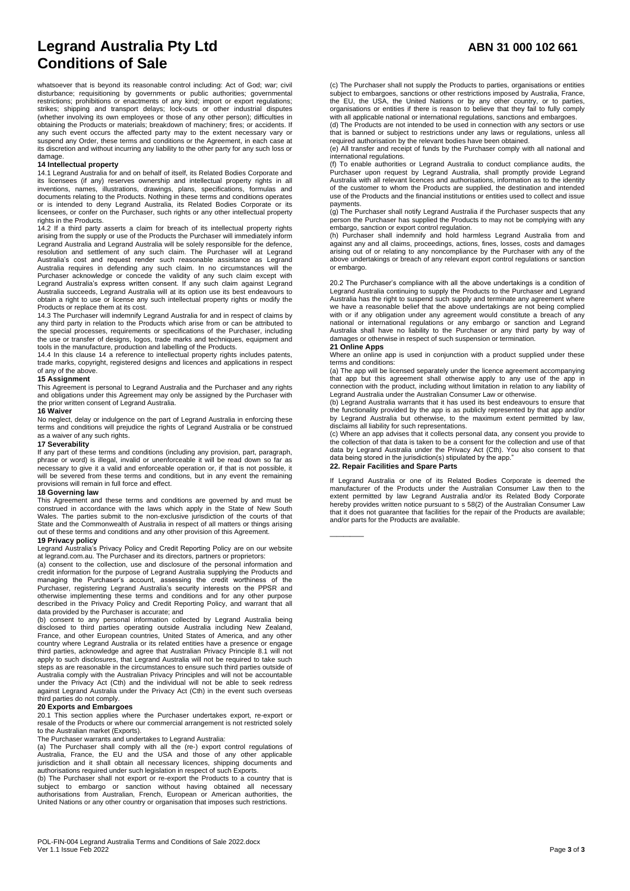# Legrand Australia Pty Ltd Conditions of Sale

ABN 31 000 102 661

whatsoever that is beyond its reasonable control including: Act of God; war; civil disturbance; requisitioning by governments or public authorities; governmental restrictions; prohibitions or enactments of any kind; import or export regulations; strikes; shipping and transport delays; lock-outs or other industrial disputes (whether involving its own employees or those of any other person); difficulties in obtaining the Products or materials; breakdown of machinery; fires; or accidents. If any such event occurs the affected party may to the extent necessary vary or suspend any Order, these terms and conditions or the Agreement, in each case at its discretion and without incurring any liability to the other party for any such loss or damage.

**14 Intellectual property**

14.1 Legrand Australia for and on behalf of itself, its Related Bodies Corporate and its licensees (if any) reserves ownership and intellectual property rights in all inventions, names, illustrations, drawings, plans, specifications, formulas and documents relating to the Products. Nothing in these terms and conditions operates or is intended to deny Legrand Australia, its Related Bodies Corporate or its licensees, or confer on the Purchaser, such rights or any other intellectual property rights in the Products.

14.2 If a third party asserts a claim for breach of its intellectual property rights arising from the supply or use of the Products the Purchaser will immediately inform Legrand Australia and Legrand Australia will be solely responsible for the defence, resolution and settlement of any such claim. The Purchaser will at Legrand Australia's cost and request render such reasonable assistance as Legrand Australia requires in defending any such claim. In no circumstances will the Purchaser acknowledge or concede the validity of any such claim except with Legrand Australia's express written consent. If any such claim against Legrand Australia succeeds, Legrand Australia will at its option use its best endeavours to obtain a right to use or license any such intellectual property rights or modify the Products or replace them at its cost.

14.3 The Purchaser will indemnify Legrand Australia for and in respect of claims by any third party in relation to the Products which arise from or can be attributed to the special processes, requirements or specifications of the Purchaser, including the use or transfer of designs, logos, trade marks and techniques, equipment and tools in the manufacture, production and labelling of the Products.

14.4 In this clause 14 a reference to intellectual property rights includes patents, trade marks, copyright, registered designs and licences and applications in respect of any of the above.

**15 Assignment**

This Agreement is personal to Legrand Australia and the Purchaser and any rights and obligations under this Agreement may only be assigned by the Purchaser with the prior written consent of Legrand Australia.

**16 Waiver**

No neglect, delay or indulgence on the part of Legrand Australia in enforcing these terms and conditions will prejudice the rights of Legrand Australia or be construed as a waiver of any such rights.

**17 Severability**

If any part of these terms and conditions (including any provision, part, paragraph, phrase or word) is illegal, invalid or unenforceable it will be read down so far as necessary to give it a valid and enforceable operation or, if that is not possible, it will be severed from these terms and conditions, but in any event the remaining provisions will remain in full force and effect.

**18 Governing law**

This Agreement and these terms and conditions are governed by and must be construed in accordance with the laws which apply in the State of New South Wales. The parties submit to the non-exclusive jurisdiction of the courts of that State and the Commonwealth of Australia in respect of all matters or things arising out of these terms and conditions and any other provision of this Agreement.

**19 Privacy policy**

Legrand Australia's Privacy Policy and Credit Reporting Policy are on our website at legrand.com.au. The Purchaser and its directors, partners or proprietors:

(a) consent to the collection, use and disclosure of the personal information and credit information for the purpose of Legrand Australia supplying the Products and managing the Purchaser's account, assessing the credit worthiness of the Purchaser, registering Legrand Australia's security interests on the PPSR and otherwise implementing these terms and conditions and for any other purpose described in the Privacy Policy and Credit Reporting Policy, and warrant that all data provided by the Purchaser is accurate; and

(b) consent to any personal information collected by Legrand Australia being disclosed to third parties operating outside Australia including New Zealand, France, and other European countries, United States of America, and any other country where Legrand Australia or its related entities have a presence or engage third parties, acknowledge and agree that Australian Privacy Principle 8.1 will not apply to such disclosures, that Legrand Australia will not be required to take such steps as are reasonable in the circumstances to ensure such third parties outside of Australia comply with the Australian Privacy Principles and will not be accountable under the Privacy Act (Cth) and the individual will not be able to seek redress against Legrand Australia under the Privacy Act (Cth) in the event such overseas third parties do not comply.

**20 Exports and Embargoes**

20.1 This section applies where the Purchaser undertakes export, re-export or resale of the Products or where our commercial arrangement is not restricted solely to the Australian market (Exports).

The Purchaser warrants and undertakes to Legrand Australia:

(a) The Purchaser shall comply with all the (re-) export control regulations of Australia, France, the EU and the USA and those of any other applicable jurisdiction and it shall obtain all necessary licences, shipping documents and authorisations required under such legislation in respect of such Exports.

(b) The Purchaser shall not export or re-export the Products to a country that is subject to embargo or sanction without having obtained all necessary authorisations from Australian, French, European or American authorities, the United Nations or any other country or organisation that imposes such restrictions.

(c) The Purchaser shall not supply the Products to parties, organisations or entities subject to embargoes, sanctions or other restrictions imposed by Australia, France, the EU, the USA, the United Nations or by any other country, or to parties, organisations or entities if there is reason to believe that they fail to fully comply with all applicable national or international regulations, sanctions and embargoes.

(d) The Products are not intended to be used in connection with any sectors or use that is banned or subject to restrictions under any laws or regulations, unless all required authorisation by the relevant bodies have been obtained.

(e) All transfer and receipt of funds by the Purchaser comply with all national and international regulations.

(f) To enable authorities or Legrand Australia to conduct compliance audits, the Purchaser upon request by Legrand Australia, shall promptly provide Legrand Australia with all relevant licences and authorisations, information as to the identity of the customer to whom the Products are supplied, the destination and intended use of the Products and the financial institutions or entities used to collect and issue payments.

(g) The Purchaser shall notify Legrand Australia if the Purchaser suspects that any person the Purchaser has supplied the Products to may not be complying with any embargo, sanction or export control regulation.

(h) Purchaser shall indemnify and hold harmless Legrand Australia from and against any and all claims, proceedings, actions, fines, losses, costs and damages arising out of or relating to any noncompliance by the Purchaser with any of the above undertakings or breach of any relevant export control regulations or sanction or embargo.

20.2 The Purchaser's compliance with all the above undertakings is a condition of Legrand Australia continuing to supply the Products to the Purchaser and Legrand Australia has the right to suspend such supply and terminate any agreement where we have a reasonable belief that the above undertakings are not being complied with or if any obligation under any agreement would constitute a breach of any national or international regulations or any embargo or sanction and Legrand Australia shall have no liability to the Purchaser or any third party by way of damages or otherwise in respect of such suspension or termination.

**21 Online Apps**

Where an online app is used in conjunction with a product supplied under these terms and conditions:

(a) The app will be licensed separately under the licence agreement accompanying that app but this agreement shall otherwise apply to any use of the app in connection with the product, including without limitation in relation to any liability of Legrand Australia under the Australian Consumer Law or otherwise.

(b) Legrand Australia warrants that it has used its best endeavours to ensure that the functionality provided by the app is as publicly represented by that app and/or by Legrand Australia but otherwise, to the maximum extent permitted by law, disclaims all liability for such representations.

(c) Where an app advises that it collects personal data, any consent you provide to the collection of that data is taken to be a consent for the collection and use of that data by Legrand Australia under the Privacy Act (Cth). You also consent to that data being stored in the jurisdiction(s) stipulated by the app."

**22. Repair Facilities and Spare Parts**

If Legrand Australia or one of its Related Bodies Corporate is deemed the manufacturer of the Products under the Australian Consumer Law then to the extent permitted by law Legrand Australia and/or its Related Body Corporate hereby provides written notice pursuant to s 58(2) of the Australian Consumer Law that it does not guarantee that facilities for the repair of the Products are available; and/or parts for the Products are available.

________

POL-FIN-004 Legrand Australia Terms and Conditions of Sale 2022.docx
Ver 1.1 Issue Feb 2022